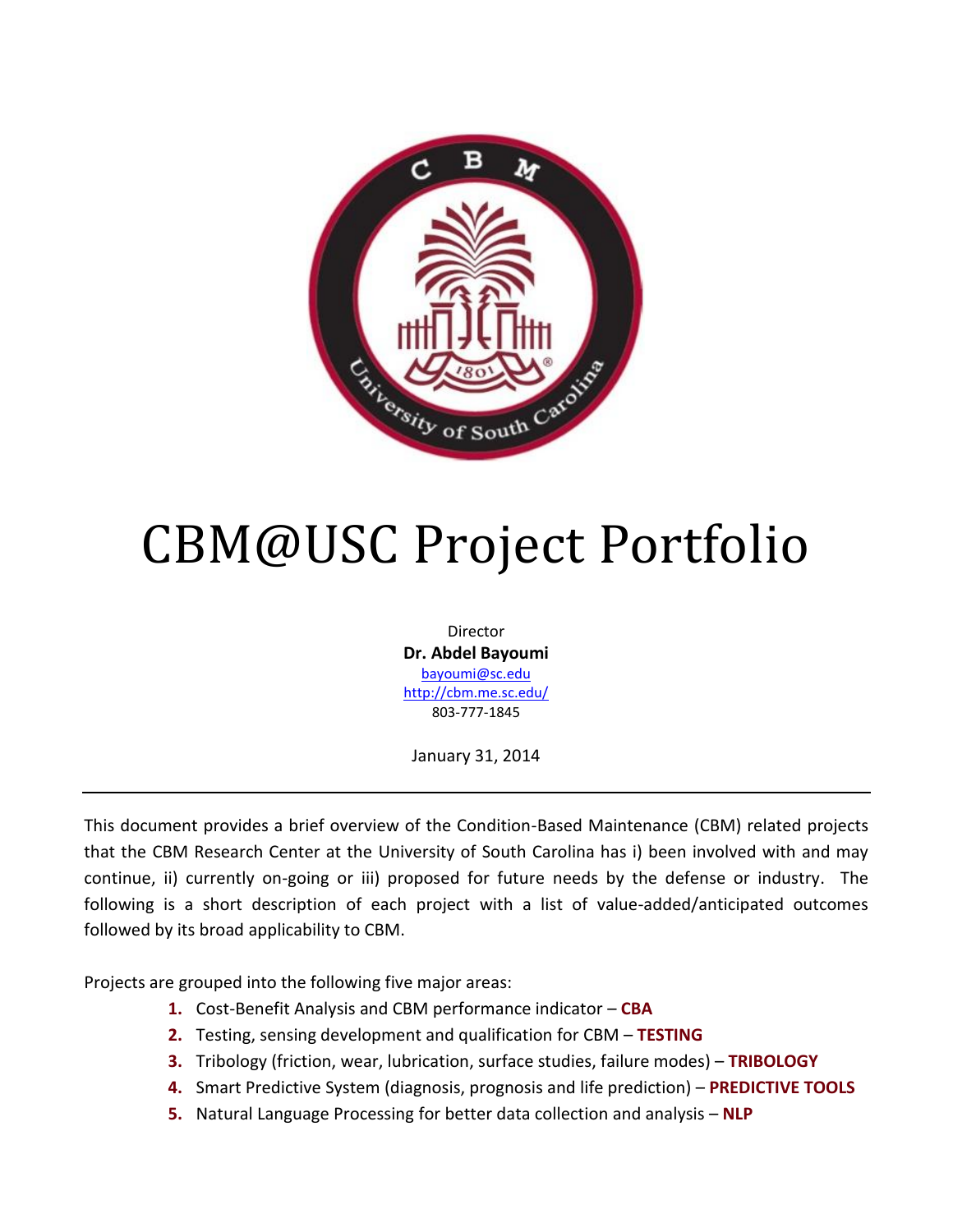# CBM@USC Project Portfolio

Director
**Dr. Abdel Bayoumi**
bayoumi@sc.edu
http://cbm.me.sc.edu/
803-777-1845

January 31, 2014

---

This document provides a brief overview of the Condition-Based Maintenance (CBM) related projects that the CBM Research Center at the University of South Carolina has i) been involved with and may continue, ii) currently on-going or iii) proposed for future needs by the defense or industry. The following is a short description of each project with a list of value-added/anticipated outcomes followed by its broad applicability to CBM.

Projects are grouped into the following five major areas:

1. Cost-Benefit Analysis and CBM performance indicator – **CBA**
2. Testing, sensing development and qualification for CBM – **TESTING**
3. Tribology (friction, wear, lubrication, surface studies, failure modes) – **TRIBOLOGY**
4. Smart Predictive System (diagnosis, prognosis and life prediction) – **PREDICTIVE TOOLS**
5. Natural Language Processing for better data collection and analysis – **NLP**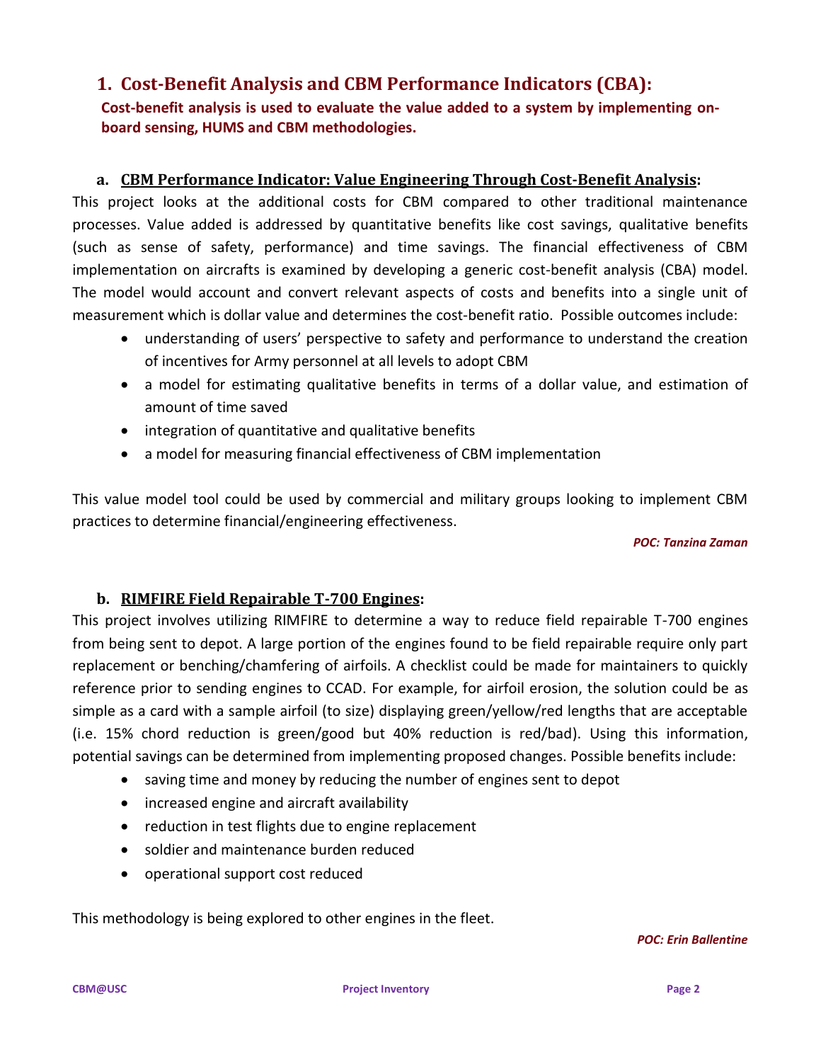## 1. Cost-Benefit Analysis and CBM Performance Indicators (CBA):

**Cost-benefit analysis is used to evaluate the value added to a system by implementing on-board sensing, HUMS and CBM methodologies.**

### a. CBM Performance Indicator: Value Engineering Through Cost-Benefit Analysis:

This project looks at the additional costs for CBM compared to other traditional maintenance processes. Value added is addressed by quantitative benefits like cost savings, qualitative benefits (such as sense of safety, performance) and time savings. The financial effectiveness of CBM implementation on aircrafts is examined by developing a generic cost-benefit analysis (CBA) model. The model would account and convert relevant aspects of costs and benefits into a single unit of measurement which is dollar value and determines the cost-benefit ratio. Possible outcomes include:

- understanding of users' perspective to safety and performance to understand the creation of incentives for Army personnel at all levels to adopt CBM
- a model for estimating qualitative benefits in terms of a dollar value, and estimation of amount of time saved
- integration of quantitative and qualitative benefits
- a model for measuring financial effectiveness of CBM implementation

This value model tool could be used by commercial and military groups looking to implement CBM practices to determine financial/engineering effectiveness.

*POC: Tanzina Zaman*

### b. RIMFIRE Field Repairable T-700 Engines:

This project involves utilizing RIMFIRE to determine a way to reduce field repairable T-700 engines from being sent to depot. A large portion of the engines found to be field repairable require only part replacement or benching/chamfering of airfoils. A checklist could be made for maintainers to quickly reference prior to sending engines to CCAD. For example, for airfoil erosion, the solution could be as simple as a card with a sample airfoil (to size) displaying green/yellow/red lengths that are acceptable (i.e. 15% chord reduction is green/good but 40% reduction is red/bad). Using this information, potential savings can be determined from implementing proposed changes. Possible benefits include:

- saving time and money by reducing the number of engines sent to depot
- increased engine and aircraft availability
- reduction in test flights due to engine replacement
- soldier and maintenance burden reduced
- operational support cost reduced

This methodology is being explored to other engines in the fleet.

*POC: Erin Ballentine*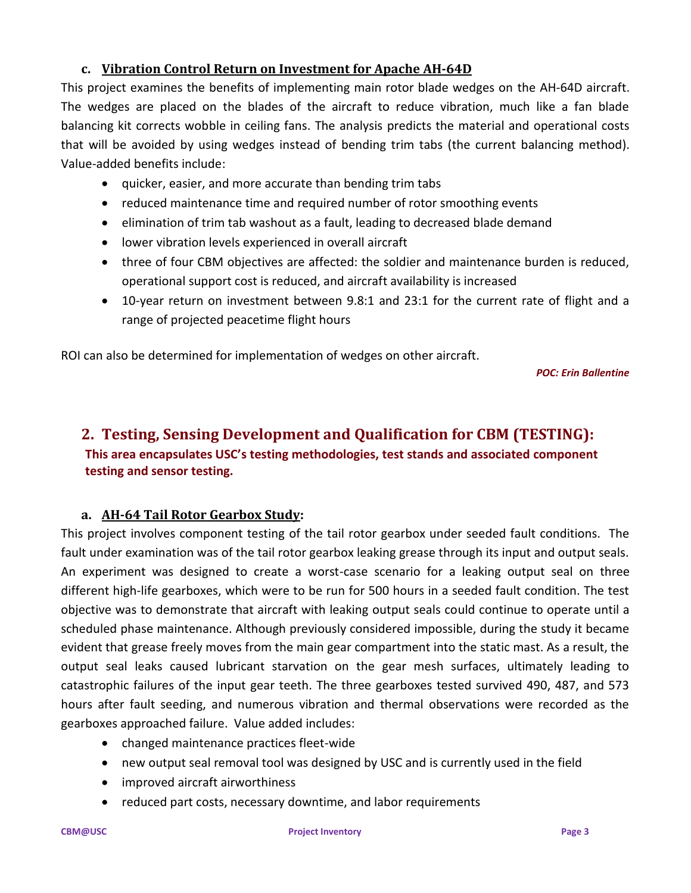### c. Vibration Control Return on Investment for Apache AH-64D

This project examines the benefits of implementing main rotor blade wedges on the AH-64D aircraft. The wedges are placed on the blades of the aircraft to reduce vibration, much like a fan blade balancing kit corrects wobble in ceiling fans. The analysis predicts the material and operational costs that will be avoided by using wedges instead of bending trim tabs (the current balancing method). Value-added benefits include:

- quicker, easier, and more accurate than bending trim tabs
- reduced maintenance time and required number of rotor smoothing events
- elimination of trim tab washout as a fault, leading to decreased blade demand
- lower vibration levels experienced in overall aircraft
- three of four CBM objectives are affected: the soldier and maintenance burden is reduced, operational support cost is reduced, and aircraft availability is increased
- 10-year return on investment between 9.8:1 and 23:1 for the current rate of flight and a range of projected peacetime flight hours

ROI can also be determined for implementation of wedges on other aircraft.

***POC: Erin Ballentine***

## 2. Testing, Sensing Development and Qualification for CBM (TESTING):

**This area encapsulates USC's testing methodologies, test stands and associated component testing and sensor testing.**

### a. AH-64 Tail Rotor Gearbox Study:

This project involves component testing of the tail rotor gearbox under seeded fault conditions. The fault under examination was of the tail rotor gearbox leaking grease through its input and output seals. An experiment was designed to create a worst-case scenario for a leaking output seal on three different high-life gearboxes, which were to be run for 500 hours in a seeded fault condition. The test objective was to demonstrate that aircraft with leaking output seals could continue to operate until a scheduled phase maintenance. Although previously considered impossible, during the study it became evident that grease freely moves from the main gear compartment into the static mast. As a result, the output seal leaks caused lubricant starvation on the gear mesh surfaces, ultimately leading to catastrophic failures of the input gear teeth. The three gearboxes tested survived 490, 487, and 573 hours after fault seeding, and numerous vibration and thermal observations were recorded as the gearboxes approached failure. Value added includes:

- changed maintenance practices fleet-wide
- new output seal removal tool was designed by USC and is currently used in the field
- improved aircraft airworthiness
- reduced part costs, necessary downtime, and labor requirements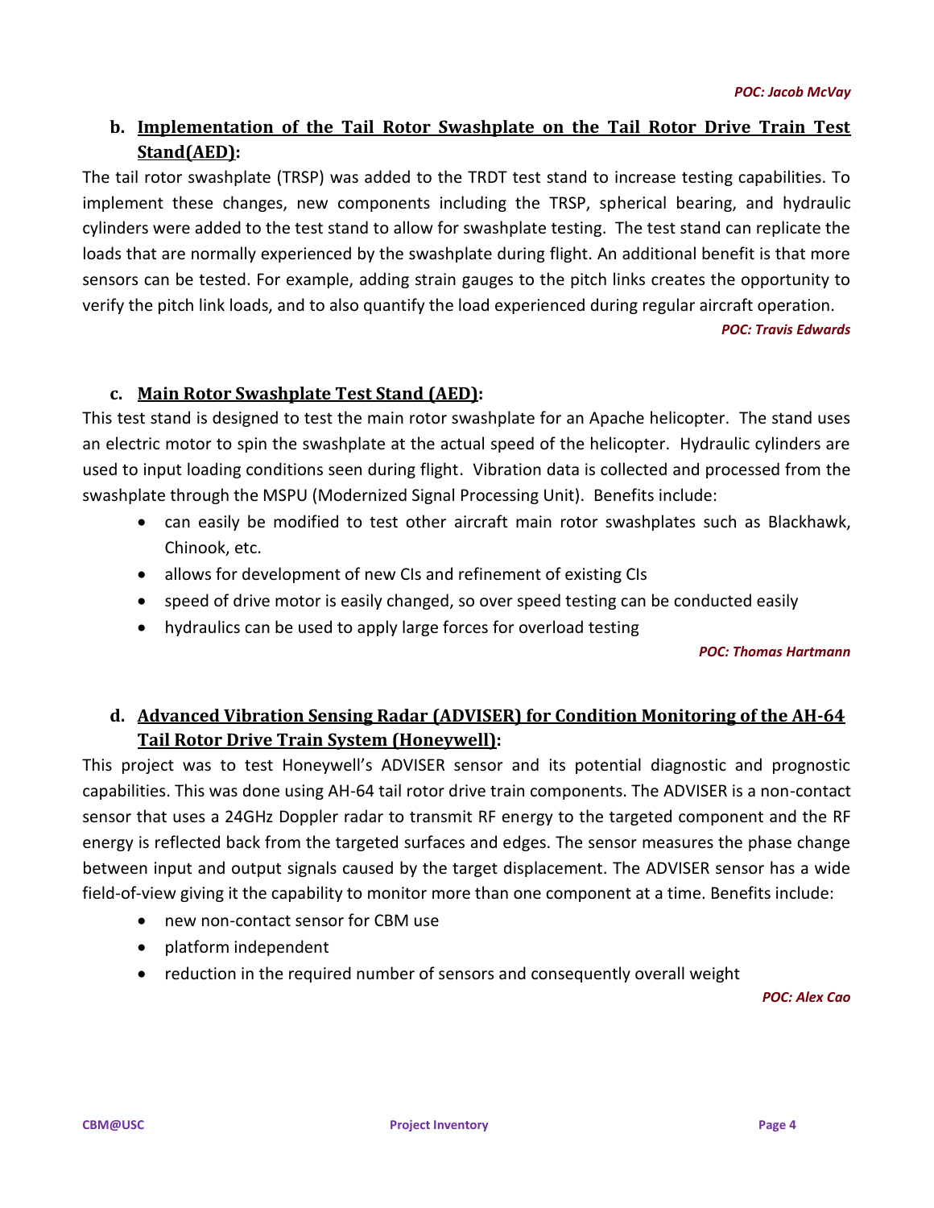*POC: Jacob McVay*

### b. Implementation of the Tail Rotor Swashplate on the Tail Rotor Drive Train Test Stand(AED):

The tail rotor swashplate (TRSP) was added to the TRDT test stand to increase testing capabilities. To implement these changes, new components including the TRSP, spherical bearing, and hydraulic cylinders were added to the test stand to allow for swashplate testing. The test stand can replicate the loads that are normally experienced by the swashplate during flight. An additional benefit is that more sensors can be tested. For example, adding strain gauges to the pitch links creates the opportunity to verify the pitch link loads, and to also quantify the load experienced during regular aircraft operation.

*POC: Travis Edwards*

### c. Main Rotor Swashplate Test Stand (AED):

This test stand is designed to test the main rotor swashplate for an Apache helicopter. The stand uses an electric motor to spin the swashplate at the actual speed of the helicopter. Hydraulic cylinders are used to input loading conditions seen during flight. Vibration data is collected and processed from the swashplate through the MSPU (Modernized Signal Processing Unit). Benefits include:

- can easily be modified to test other aircraft main rotor swashplates such as Blackhawk, Chinook, etc.
- allows for development of new CIs and refinement of existing CIs
- speed of drive motor is easily changed, so over speed testing can be conducted easily
- hydraulics can be used to apply large forces for overload testing

*POC: Thomas Hartmann*

### d. Advanced Vibration Sensing Radar (ADVISER) for Condition Monitoring of the AH-64 Tail Rotor Drive Train System (Honeywell):

This project was to test Honeywell's ADVISER sensor and its potential diagnostic and prognostic capabilities. This was done using AH-64 tail rotor drive train components. The ADVISER is a non-contact sensor that uses a 24GHz Doppler radar to transmit RF energy to the targeted component and the RF energy is reflected back from the targeted surfaces and edges. The sensor measures the phase change between input and output signals caused by the target displacement. The ADVISER sensor has a wide field-of-view giving it the capability to monitor more than one component at a time. Benefits include:

- new non-contact sensor for CBM use
- platform independent
- reduction in the required number of sensors and consequently overall weight

*POC: Alex Cao*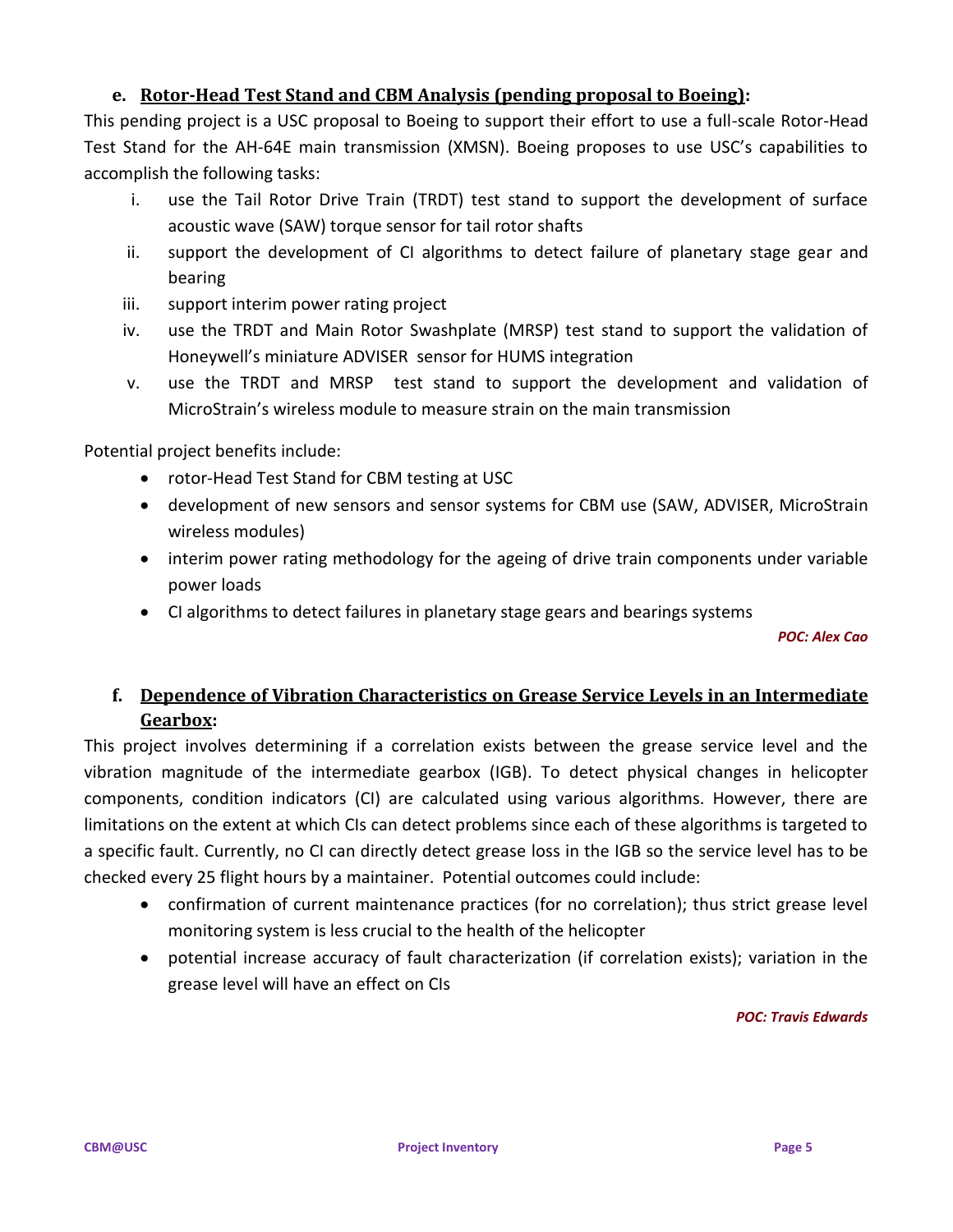### e. Rotor-Head Test Stand and CBM Analysis (pending proposal to Boeing):

This pending project is a USC proposal to Boeing to support their effort to use a full-scale Rotor-Head Test Stand for the AH-64E main transmission (XMSN). Boeing proposes to use USC's capabilities to accomplish the following tasks:

i. use the Tail Rotor Drive Train (TRDT) test stand to support the development of surface acoustic wave (SAW) torque sensor for tail rotor shafts
ii. support the development of CI algorithms to detect failure of planetary stage gear and bearing
iii. support interim power rating project
iv. use the TRDT and Main Rotor Swashplate (MRSP) test stand to support the validation of Honeywell's miniature ADVISER sensor for HUMS integration
v. use the TRDT and MRSP test stand to support the development and validation of MicroStrain's wireless module to measure strain on the main transmission

Potential project benefits include:

- rotor-Head Test Stand for CBM testing at USC
- development of new sensors and sensor systems for CBM use (SAW, ADVISER, MicroStrain wireless modules)
- interim power rating methodology for the ageing of drive train components under variable power loads
- CI algorithms to detect failures in planetary stage gears and bearings systems

*POC: Alex Cao*

### f. Dependence of Vibration Characteristics on Grease Service Levels in an Intermediate Gearbox:

This project involves determining if a correlation exists between the grease service level and the vibration magnitude of the intermediate gearbox (IGB). To detect physical changes in helicopter components, condition indicators (CI) are calculated using various algorithms. However, there are limitations on the extent at which CIs can detect problems since each of these algorithms is targeted to a specific fault. Currently, no CI can directly detect grease loss in the IGB so the service level has to be checked every 25 flight hours by a maintainer. Potential outcomes could include:

- confirmation of current maintenance practices (for no correlation); thus strict grease level monitoring system is less crucial to the health of the helicopter
- potential increase accuracy of fault characterization (if correlation exists); variation in the grease level will have an effect on CIs

*POC: Travis Edwards*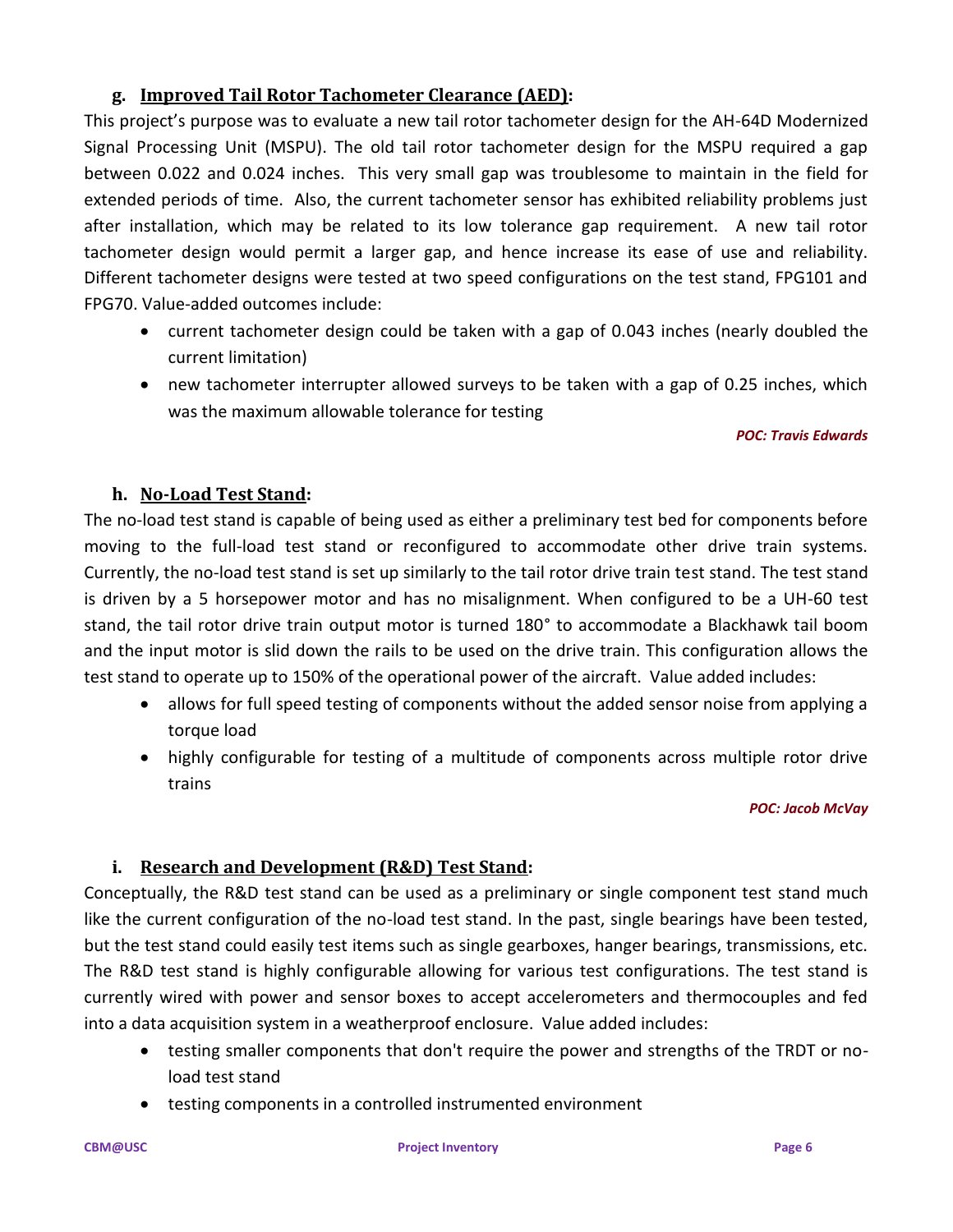### g. Improved Tail Rotor Tachometer Clearance (AED):

This project's purpose was to evaluate a new tail rotor tachometer design for the AH-64D Modernized Signal Processing Unit (MSPU). The old tail rotor tachometer design for the MSPU required a gap between 0.022 and 0.024 inches. This very small gap was troublesome to maintain in the field for extended periods of time. Also, the current tachometer sensor has exhibited reliability problems just after installation, which may be related to its low tolerance gap requirement. A new tail rotor tachometer design would permit a larger gap, and hence increase its ease of use and reliability. Different tachometer designs were tested at two speed configurations on the test stand, FPG101 and FPG70. Value-added outcomes include:

- current tachometer design could be taken with a gap of 0.043 inches (nearly doubled the current limitation)
- new tachometer interrupter allowed surveys to be taken with a gap of 0.25 inches, which was the maximum allowable tolerance for testing

***POC: Travis Edwards***

### h. No-Load Test Stand:

The no-load test stand is capable of being used as either a preliminary test bed for components before moving to the full-load test stand or reconfigured to accommodate other drive train systems. Currently, the no-load test stand is set up similarly to the tail rotor drive train test stand. The test stand is driven by a 5 horsepower motor and has no misalignment. When configured to be a UH-60 test stand, the tail rotor drive train output motor is turned 180° to accommodate a Blackhawk tail boom and the input motor is slid down the rails to be used on the drive train. This configuration allows the test stand to operate up to 150% of the operational power of the aircraft. Value added includes:

- allows for full speed testing of components without the added sensor noise from applying a torque load
- highly configurable for testing of a multitude of components across multiple rotor drive trains

***POC: Jacob McVay***

### i. Research and Development (R&D) Test Stand:

Conceptually, the R&D test stand can be used as a preliminary or single component test stand much like the current configuration of the no-load test stand. In the past, single bearings have been tested, but the test stand could easily test items such as single gearboxes, hanger bearings, transmissions, etc. The R&D test stand is highly configurable allowing for various test configurations. The test stand is currently wired with power and sensor boxes to accept accelerometers and thermocouples and fed into a data acquisition system in a weatherproof enclosure. Value added includes:

- testing smaller components that don't require the power and strengths of the TRDT or no-load test stand
- testing components in a controlled instrumented environment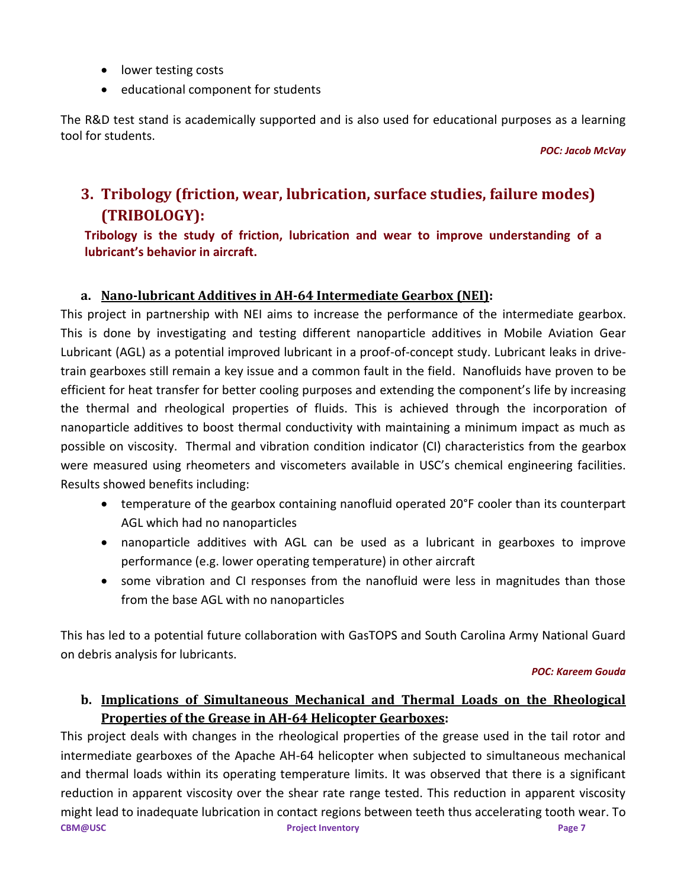- lower testing costs
- educational component for students

The R&D test stand is academically supported and is also used for educational purposes as a learning tool for students.

*POC: Jacob McVay*

## 3. Tribology (friction, wear, lubrication, surface studies, failure modes) (TRIBOLOGY):

**Tribology is the study of friction, lubrication and wear to improve understanding of a lubricant's behavior in aircraft.**

### a. Nano-lubricant Additives in AH-64 Intermediate Gearbox (NEI):

This project in partnership with NEI aims to increase the performance of the intermediate gearbox. This is done by investigating and testing different nanoparticle additives in Mobile Aviation Gear Lubricant (AGL) as a potential improved lubricant in a proof-of-concept study. Lubricant leaks in drive-train gearboxes still remain a key issue and a common fault in the field. Nanofluids have proven to be efficient for heat transfer for better cooling purposes and extending the component's life by increasing the thermal and rheological properties of fluids. This is achieved through the incorporation of nanoparticle additives to boost thermal conductivity with maintaining a minimum impact as much as possible on viscosity. Thermal and vibration condition indicator (CI) characteristics from the gearbox were measured using rheometers and viscometers available in USC's chemical engineering facilities. Results showed benefits including:

- temperature of the gearbox containing nanofluid operated 20°F cooler than its counterpart AGL which had no nanoparticles
- nanoparticle additives with AGL can be used as a lubricant in gearboxes to improve performance (e.g. lower operating temperature) in other aircraft
- some vibration and CI responses from the nanofluid were less in magnitudes than those from the base AGL with no nanoparticles

This has led to a potential future collaboration with GasTOPS and South Carolina Army National Guard on debris analysis for lubricants.

*POC: Kareem Gouda*

### b. Implications of Simultaneous Mechanical and Thermal Loads on the Rheological Properties of the Grease in AH-64 Helicopter Gearboxes:

This project deals with changes in the rheological properties of the grease used in the tail rotor and intermediate gearboxes of the Apache AH-64 helicopter when subjected to simultaneous mechanical and thermal loads within its operating temperature limits. It was observed that there is a significant reduction in apparent viscosity over the shear rate range tested. This reduction in apparent viscosity might lead to inadequate lubrication in contact regions between teeth thus accelerating tooth wear. To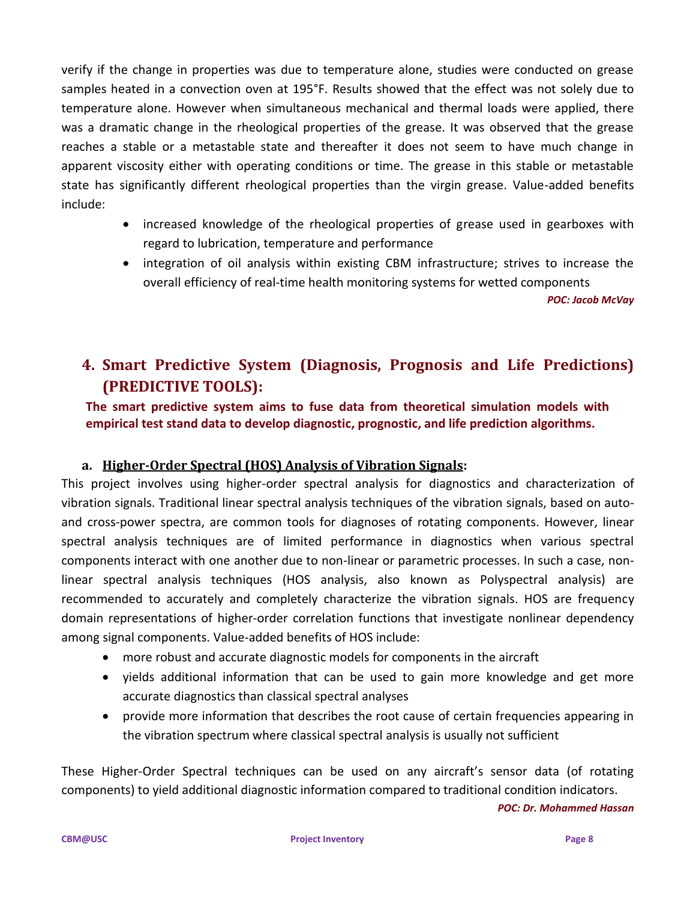verify if the change in properties was due to temperature alone, studies were conducted on grease samples heated in a convection oven at 195°F. Results showed that the effect was not solely due to temperature alone. However when simultaneous mechanical and thermal loads were applied, there was a dramatic change in the rheological properties of the grease. It was observed that the grease reaches a stable or a metastable state and thereafter it does not seem to have much change in apparent viscosity either with operating conditions or time. The grease in this stable or metastable state has significantly different rheological properties than the virgin grease. Value-added benefits include:

- increased knowledge of the rheological properties of grease used in gearboxes with regard to lubrication, temperature and performance
- integration of oil analysis within existing CBM infrastructure; strives to increase the overall efficiency of real-time health monitoring systems for wetted components

***POC: Jacob McVay***

## 4. Smart Predictive System (Diagnosis, Prognosis and Life Predictions) (PREDICTIVE TOOLS):

**The smart predictive system aims to fuse data from theoretical simulation models with empirical test stand data to develop diagnostic, prognostic, and life prediction algorithms.**

### a. Higher-Order Spectral (HOS) Analysis of Vibration Signals:

This project involves using higher-order spectral analysis for diagnostics and characterization of vibration signals. Traditional linear spectral analysis techniques of the vibration signals, based on auto- and cross-power spectra, are common tools for diagnoses of rotating components. However, linear spectral analysis techniques are of limited performance in diagnostics when various spectral components interact with one another due to non-linear or parametric processes. In such a case, non-linear spectral analysis techniques (HOS analysis, also known as Polyspectral analysis) are recommended to accurately and completely characterize the vibration signals. HOS are frequency domain representations of higher-order correlation functions that investigate nonlinear dependency among signal components. Value-added benefits of HOS include:

- more robust and accurate diagnostic models for components in the aircraft
- yields additional information that can be used to gain more knowledge and get more accurate diagnostics than classical spectral analyses
- provide more information that describes the root cause of certain frequencies appearing in the vibration spectrum where classical spectral analysis is usually not sufficient

These Higher-Order Spectral techniques can be used on any aircraft's sensor data (of rotating components) to yield additional diagnostic information compared to traditional condition indicators.

***POC: Dr. Mohammed Hassan***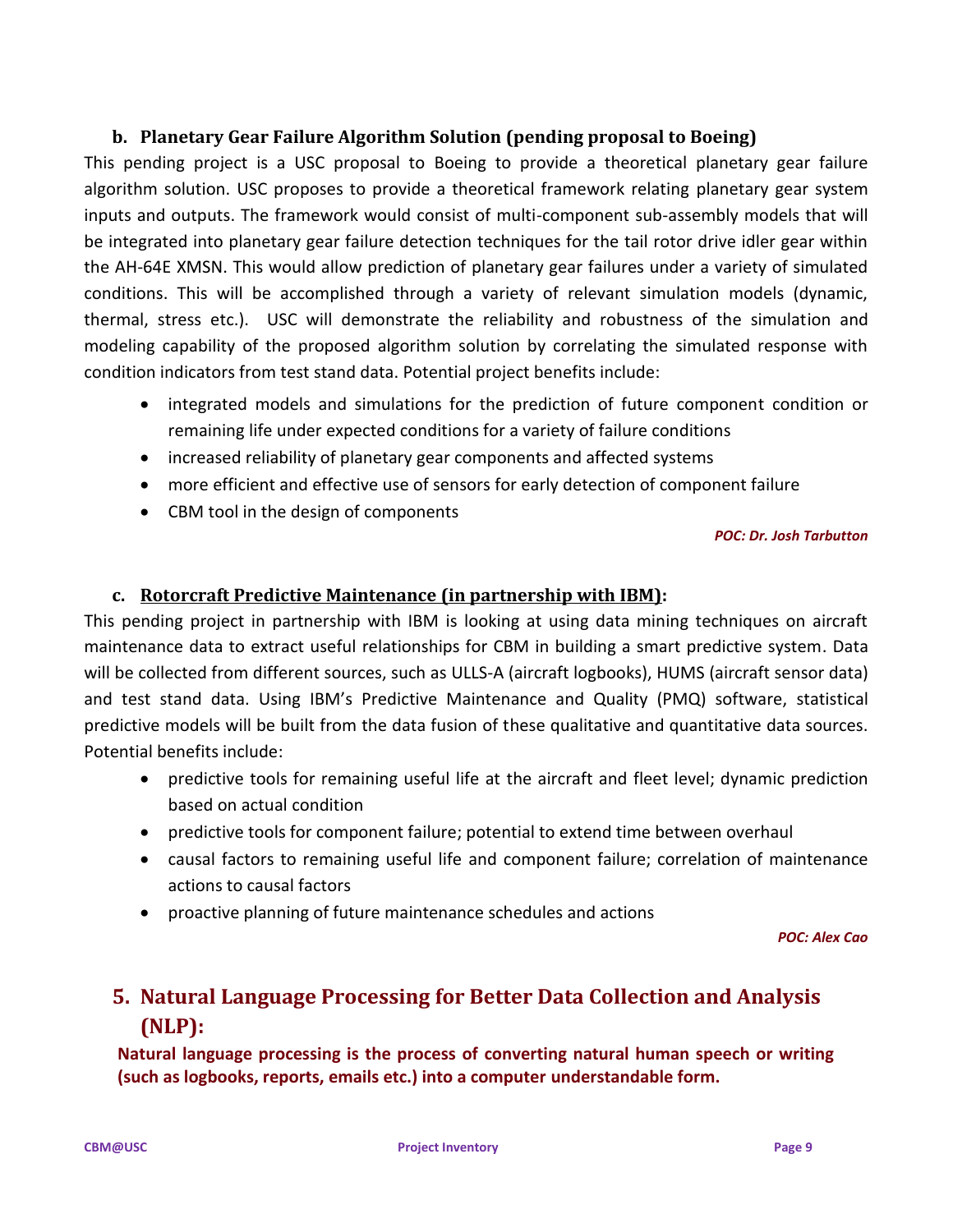### b. Planetary Gear Failure Algorithm Solution (pending proposal to Boeing)

This pending project is a USC proposal to Boeing to provide a theoretical planetary gear failure algorithm solution. USC proposes to provide a theoretical framework relating planetary gear system inputs and outputs. The framework would consist of multi-component sub-assembly models that will be integrated into planetary gear failure detection techniques for the tail rotor drive idler gear within the AH-64E XMSN. This would allow prediction of planetary gear failures under a variety of simulated conditions. This will be accomplished through a variety of relevant simulation models (dynamic, thermal, stress etc.). USC will demonstrate the reliability and robustness of the simulation and modeling capability of the proposed algorithm solution by correlating the simulated response with condition indicators from test stand data. Potential project benefits include:

- integrated models and simulations for the prediction of future component condition or remaining life under expected conditions for a variety of failure conditions
- increased reliability of planetary gear components and affected systems
- more efficient and effective use of sensors for early detection of component failure
- CBM tool in the design of components

*POC: Dr. Josh Tarbutton*

### c. Rotorcraft Predictive Maintenance (in partnership with IBM):

This pending project in partnership with IBM is looking at using data mining techniques on aircraft maintenance data to extract useful relationships for CBM in building a smart predictive system. Data will be collected from different sources, such as ULLS-A (aircraft logbooks), HUMS (aircraft sensor data) and test stand data. Using IBM's Predictive Maintenance and Quality (PMQ) software, statistical predictive models will be built from the data fusion of these qualitative and quantitative data sources. Potential benefits include:

- predictive tools for remaining useful life at the aircraft and fleet level; dynamic prediction based on actual condition
- predictive tools for component failure; potential to extend time between overhaul
- causal factors to remaining useful life and component failure; correlation of maintenance actions to causal factors
- proactive planning of future maintenance schedules and actions

*POC: Alex Cao*

## 5. Natural Language Processing for Better Data Collection and Analysis (NLP):

**Natural language processing is the process of converting natural human speech or writing (such as logbooks, reports, emails etc.) into a computer understandable form.**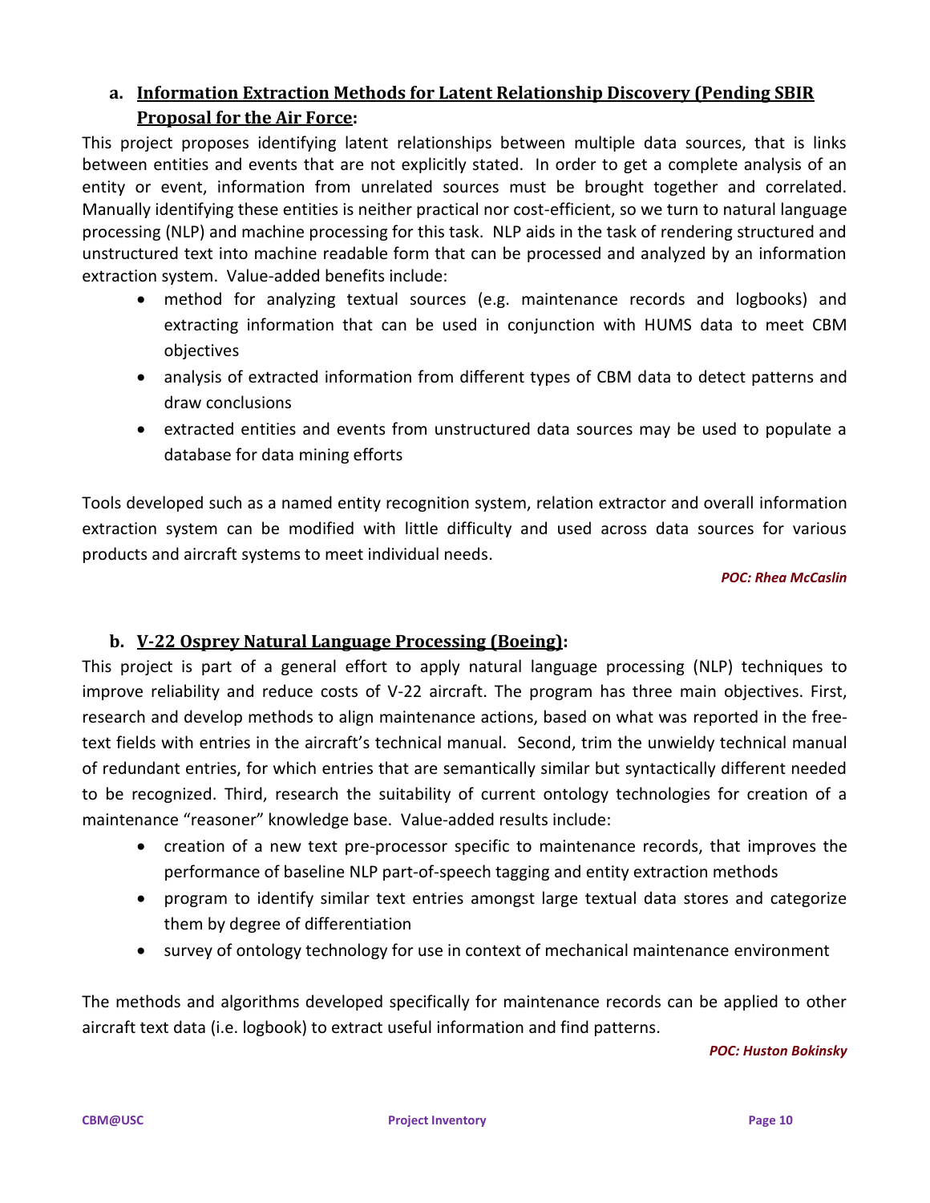### a. <u>Information Extraction Methods for Latent Relationship Discovery (Pending SBIR Proposal for the Air Force)</u>:

This project proposes identifying latent relationships between multiple data sources, that is links between entities and events that are not explicitly stated. In order to get a complete analysis of an entity or event, information from unrelated sources must be brought together and correlated. Manually identifying these entities is neither practical nor cost-efficient, so we turn to natural language processing (NLP) and machine processing for this task. NLP aids in the task of rendering structured and unstructured text into machine readable form that can be processed and analyzed by an information extraction system. Value-added benefits include:

- method for analyzing textual sources (e.g. maintenance records and logbooks) and extracting information that can be used in conjunction with HUMS data to meet CBM objectives
- analysis of extracted information from different types of CBM data to detect patterns and draw conclusions
- extracted entities and events from unstructured data sources may be used to populate a database for data mining efforts

Tools developed such as a named entity recognition system, relation extractor and overall information extraction system can be modified with little difficulty and used across data sources for various products and aircraft systems to meet individual needs.

*POC: Rhea McCaslin*

### b. <u>V-22 Osprey Natural Language Processing (Boeing)</u>:

This project is part of a general effort to apply natural language processing (NLP) techniques to improve reliability and reduce costs of V-22 aircraft. The program has three main objectives. First, research and develop methods to align maintenance actions, based on what was reported in the free-text fields with entries in the aircraft's technical manual. Second, trim the unwieldy technical manual of redundant entries, for which entries that are semantically similar but syntactically different needed to be recognized. Third, research the suitability of current ontology technologies for creation of a maintenance "reasoner" knowledge base. Value-added results include:

- creation of a new text pre-processor specific to maintenance records, that improves the performance of baseline NLP part-of-speech tagging and entity extraction methods
- program to identify similar text entries amongst large textual data stores and categorize them by degree of differentiation
- survey of ontology technology for use in context of mechanical maintenance environment

The methods and algorithms developed specifically for maintenance records can be applied to other aircraft text data (i.e. logbook) to extract useful information and find patterns.

*POC: Huston Bokinsky*